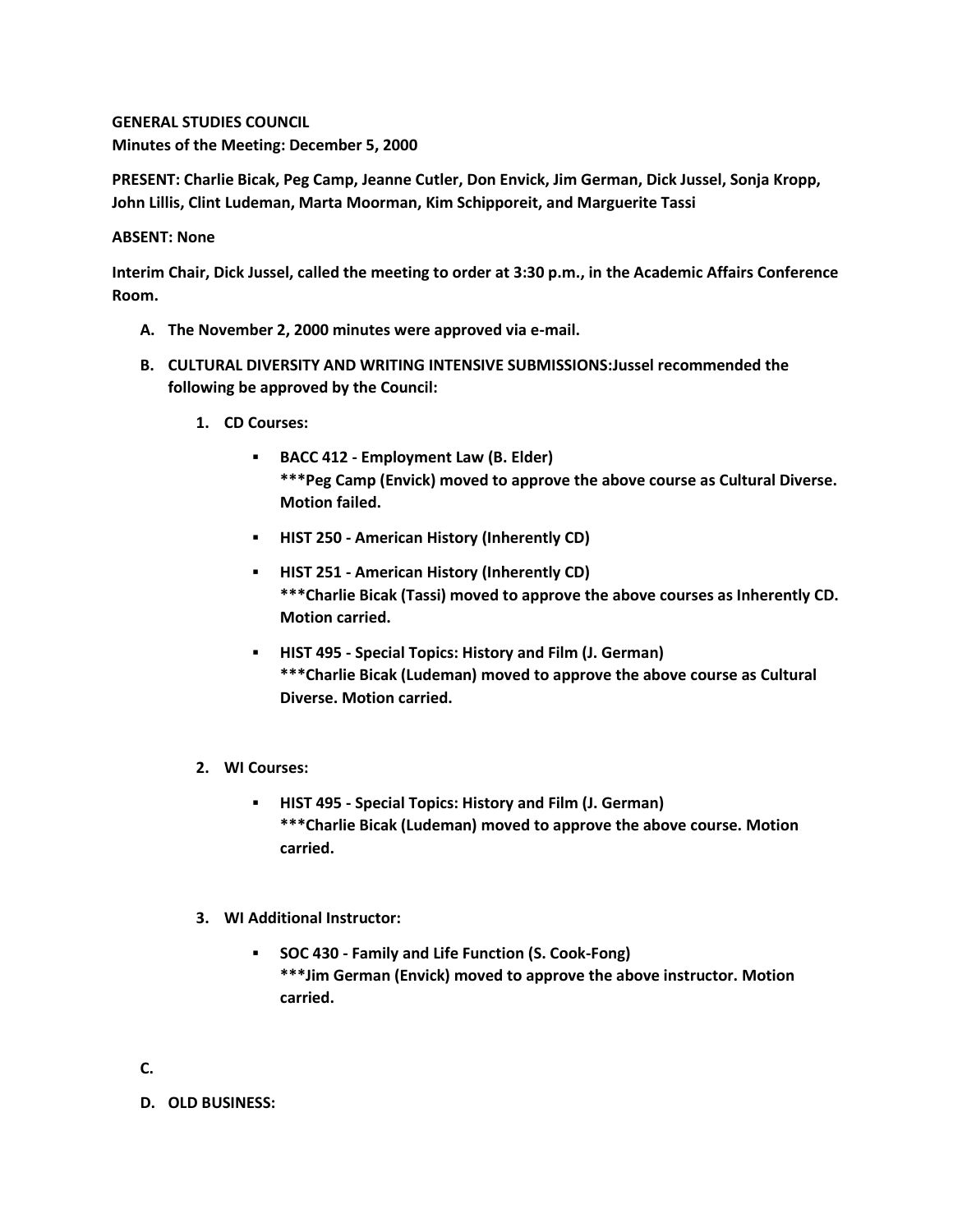**GENERAL STUDIES COUNCIL**
**Minutes of the Meeting: December 5, 2000**

**PRESENT: Charlie Bicak, Peg Camp, Jeanne Cutler, Don Envick, Jim German, Dick Jussel, Sonja Kropp, John Lillis, Clint Ludeman, Marta Moorman, Kim Schipporeit, and Marguerite Tassi**

**ABSENT: None**

**Interim Chair, Dick Jussel, called the meeting to order at 3:30 p.m., in the Academic Affairs Conference Room.**

A. **The November 2, 2000 minutes were approved via e-mail.**

B. **CULTURAL DIVERSITY AND WRITING INTENSIVE SUBMISSIONS:Jussel recommended the following be approved by the Council:**

   1. **CD Courses:**

      - **BACC 412 - Employment Law (B. Elder)**
        **\*\*\*Peg Camp (Envick) moved to approve the above course as Cultural Diverse. Motion failed.**

      - **HIST 250 - American History (Inherently CD)**

      - **HIST 251 - American History (Inherently CD)**
        **\*\*\*Charlie Bicak (Tassi) moved to approve the above courses as Inherently CD. Motion carried.**

      - **HIST 495 - Special Topics: History and Film (J. German)**
        **\*\*\*Charlie Bicak (Ludeman) moved to approve the above course as Cultural Diverse. Motion carried.**

   2. **WI Courses:**

      - **HIST 495 - Special Topics: History and Film (J. German)**
        **\*\*\*Charlie Bicak (Ludeman) moved to approve the above course. Motion carried.**

   3. **WI Additional Instructor:**

      - **SOC 430 - Family and Life Function (S. Cook-Fong)**
        **\*\*\*Jim German (Envick) moved to approve the above instructor. Motion carried.**

C.

D. **OLD BUSINESS:**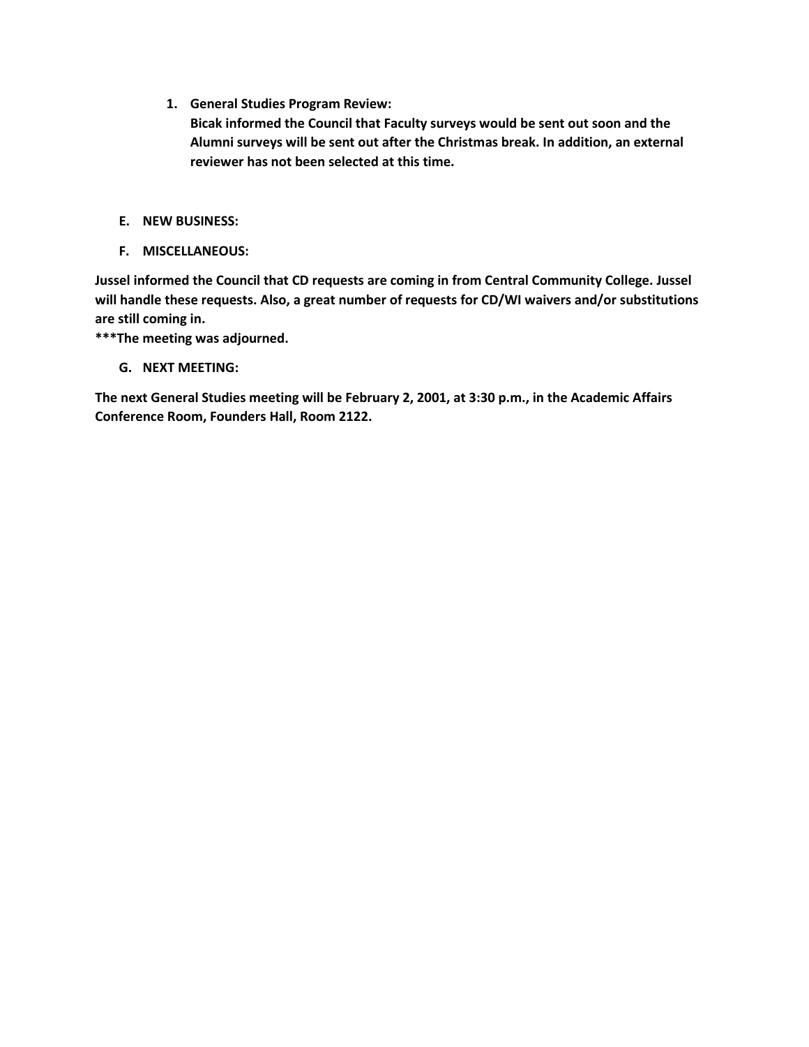1. **General Studies Program Review:**
   **Bicak informed the Council that Faculty surveys would be sent out soon and the Alumni surveys will be sent out after the Christmas break. In addition, an external reviewer has not been selected at this time.**

**E. NEW BUSINESS:**

**F. MISCELLANEOUS:**

**Jussel informed the Council that CD requests are coming in from Central Community College. Jussel will handle these requests. Also, a great number of requests for CD/WI waivers and/or substitutions are still coming in.**
**\*\*\*The meeting was adjourned.**

**G. NEXT MEETING:**

**The next General Studies meeting will be February 2, 2001, at 3:30 p.m., in the Academic Affairs Conference Room, Founders Hall, Room 2122.**